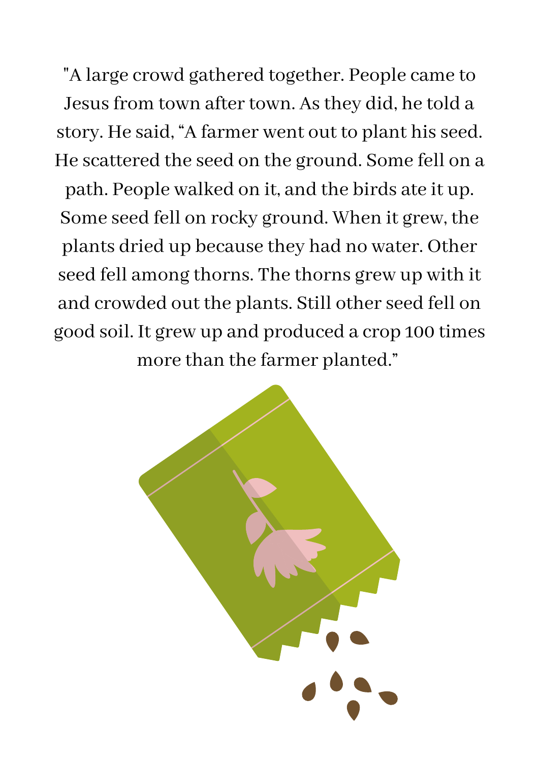"A large crowd gathered together. People came to Jesus from town after town. As they did, he told a story. He said, "A farmer went out to plant his seed. He scattered the seed on the ground. Some fell on a path. People walked on it, and the birds ate it up. Some seed fell on rocky ground. When it grew, the plants dried up because they had no water. Other seed fell among thorns. The thorns grew up with it and crowded out the plants. Still other seed fell on good soil. It grew up and produced a crop 100 times more than the farmer planted."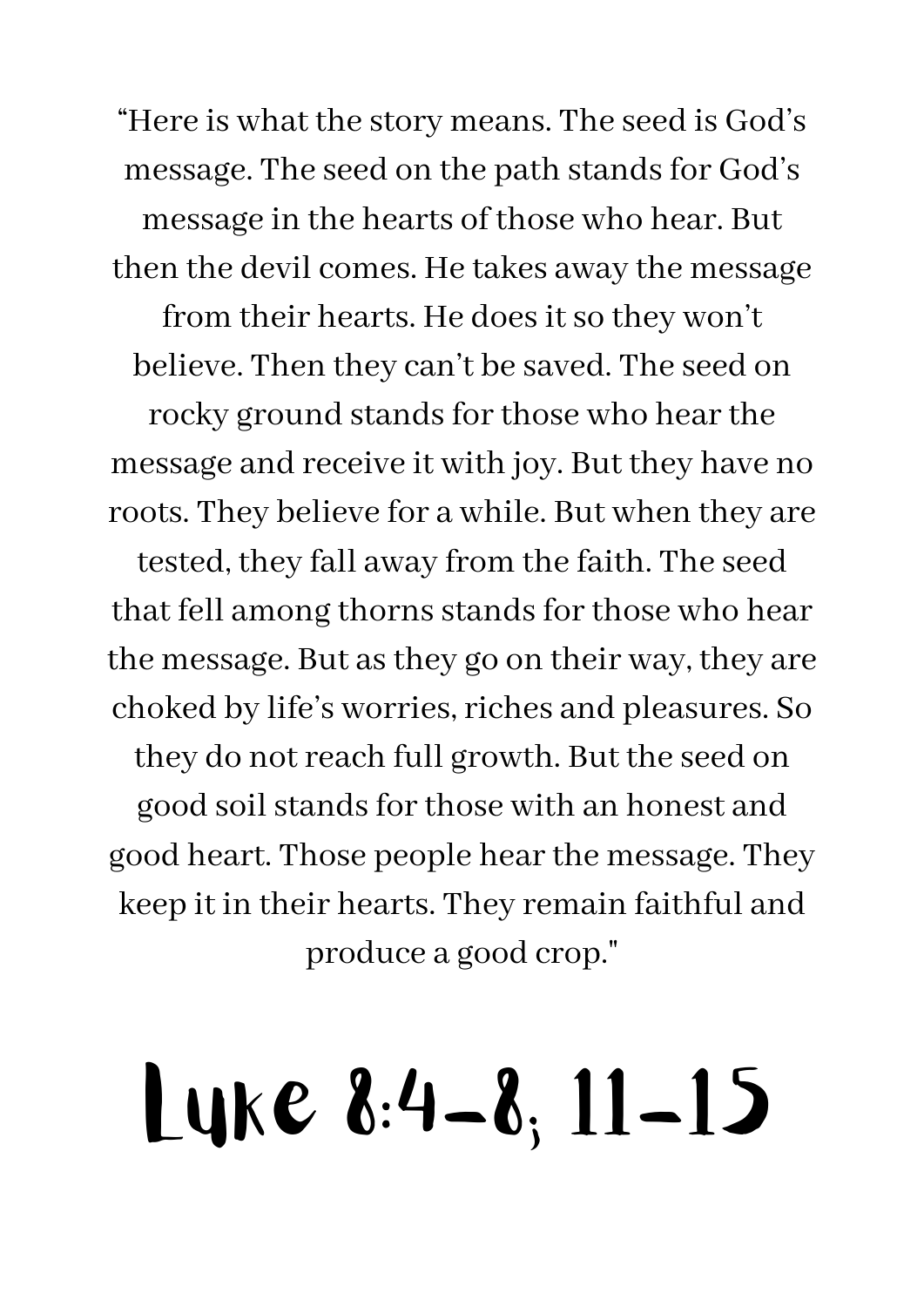“Here is what the story means. The seed is God’s message. The seed on the path stands for God’s message in the hearts of those who hear. But then the devil comes. He takes away the message from their hearts. He does it so they won’t believe. Then they can’t be saved. The seed on rocky ground stands for those who hear the message and receive it with joy. But they have no roots. They believe for a while. But when they are tested, they fall away from the faith. The seed that fell among thorns stands for those who hear the message. But as they go on their way, they are choked by life’s worries, riches and pleasures. So they do not reach full growth. But the seed on good soil stands for those with an honest and good heart. Those people hear the message. They keep it in their hearts. They remain faithful and produce a good crop."

# Luke 8:4-8; 11-15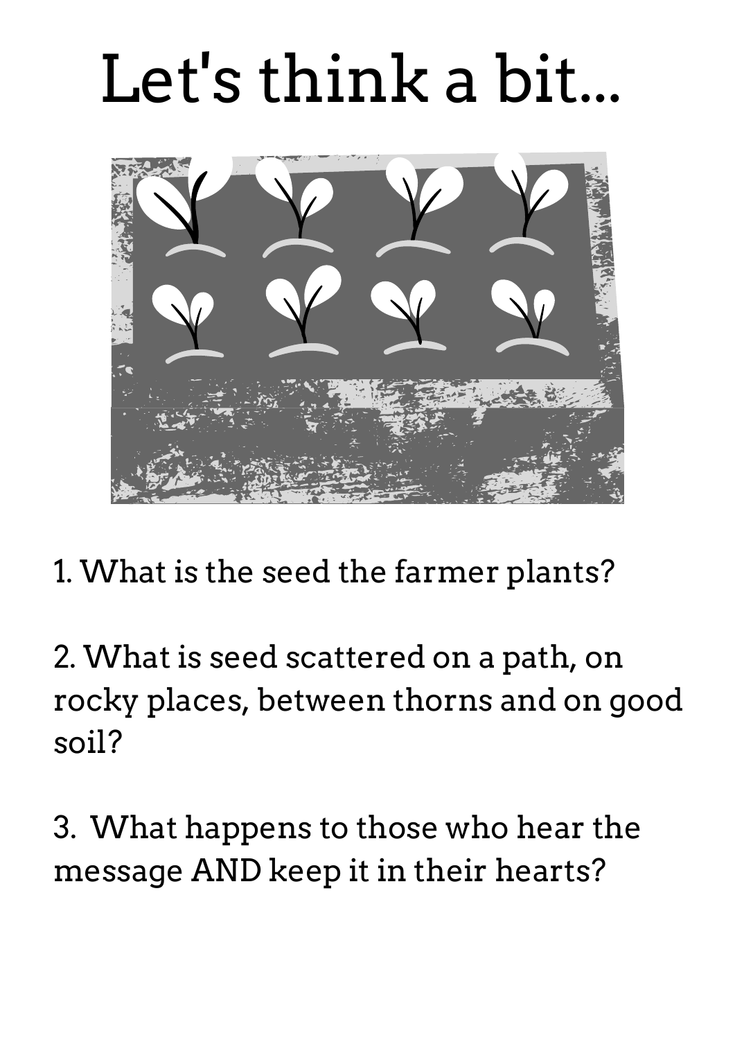# Let's think a bit...

1. What is the seed the farmer plants?

2. What is seed scattered on a path, on rocky places, between thorns and on good soil?

3. What happens to those who hear the message AND keep it in their hearts?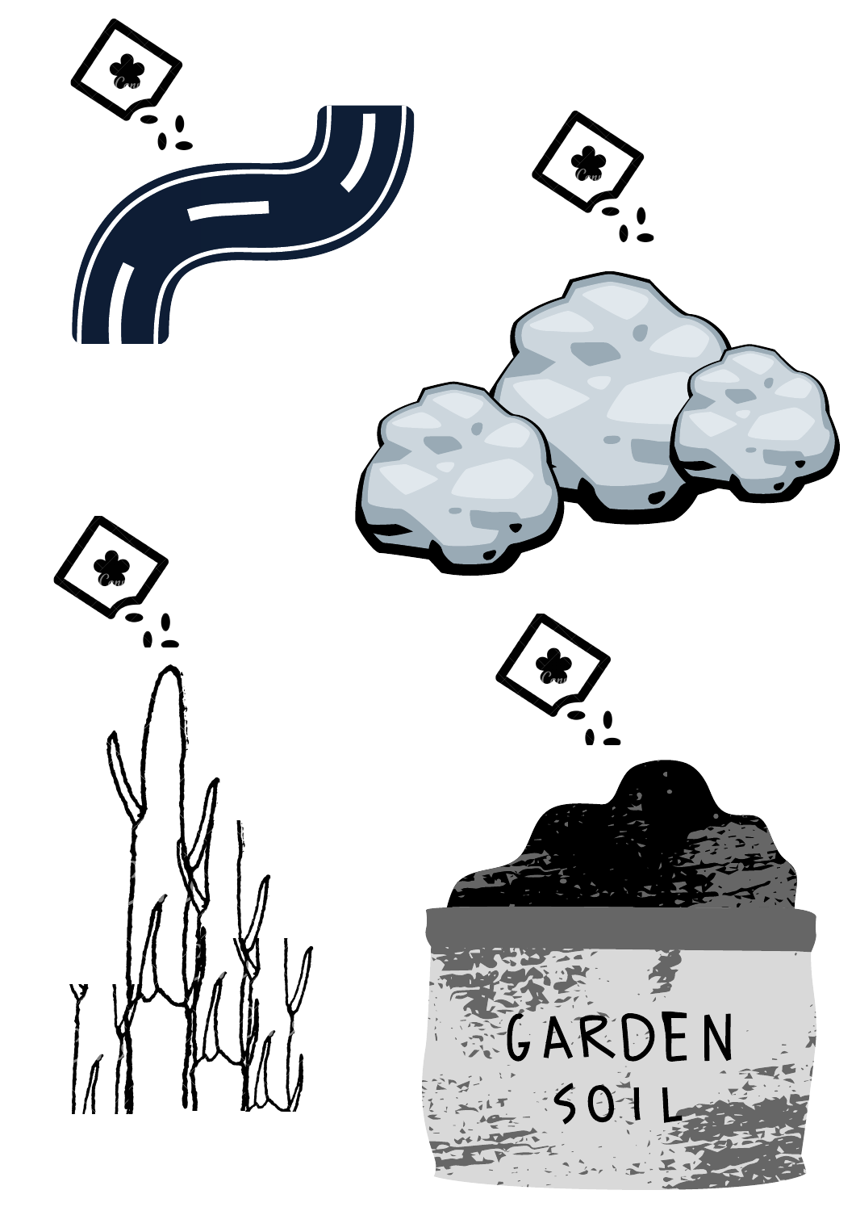GARDEN

SOIL